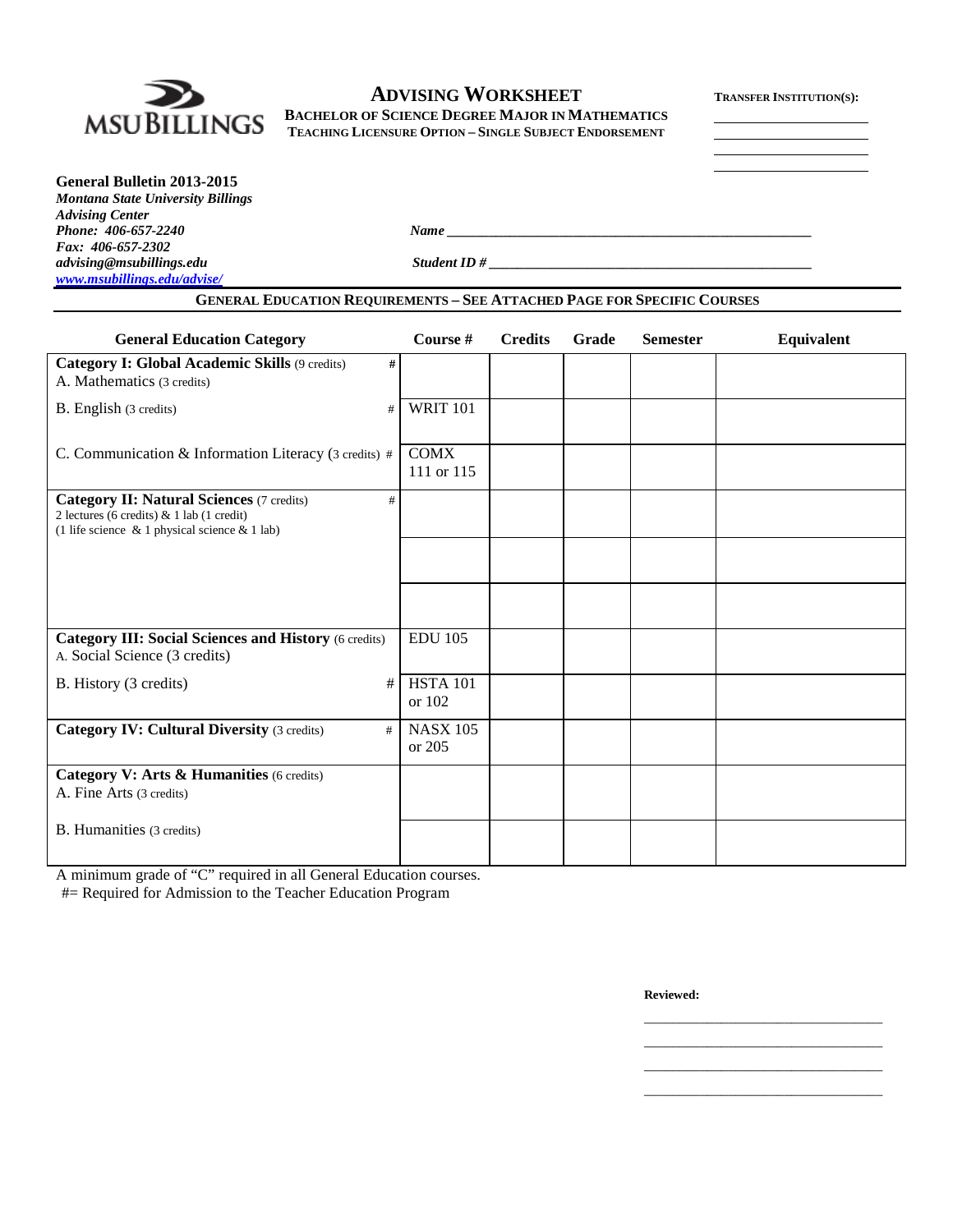MSU BILLINGS

# ADVISING WORKSHEET

**BACHELOR OF SCIENCE DEGREE MAJOR IN MATHEMATICS**
**TEACHING LICENSURE OPTION – SINGLE SUBJECT ENDORSEMENT**

**TRANSFER INSTITUTION(S):**

\_\_\_\_\_\_\_\_\_\_\_\_\_\_\_\_\_\_\_\_

\_\_\_\_\_\_\_\_\_\_\_\_\_\_\_\_\_\_\_\_

\_\_\_\_\_\_\_\_\_\_\_\_\_\_\_\_\_\_\_\_

\_\_\_\_\_\_\_\_\_\_\_\_\_\_\_\_\_\_\_\_

**General Bulletin 2013-2015**
***Montana State University Billings***
***Advising Center***
***Phone: 406-657-2240***
***Fax: 406-657-2302***
***advising@msubillings.edu***
***www.msubillings.edu/advise/***

***Name*** \_\_\_\_\_\_\_\_\_\_\_\_\_\_\_\_\_\_\_\_\_\_\_\_\_\_\_\_\_\_\_\_\_\_\_\_\_\_\_\_\_\_\_\_\_\_\_\_

***Student ID #*** \_\_\_\_\_\_\_\_\_\_\_\_\_\_\_\_\_\_\_\_\_\_\_\_\_\_\_\_\_\_\_\_\_\_\_\_\_\_\_\_\_\_\_\_

## GENERAL EDUCATION REQUIREMENTS – SEE ATTACHED PAGE FOR SPECIFIC COURSES

| General Education Category | Course # | Credits | Grade | Semester | Equivalent |
|---|---|---|---|---|---|
| **Category I: Global Academic Skills** (9 credits) # <br> A. Mathematics (3 credits) | | | | | |
| B. English (3 credits) # | WRIT 101 | | | | |
| C. Communication & Information Literacy (3 credits) # | COMX 111 or 115 | | | | |
| **Category II: Natural Sciences** (7 credits) # <br> 2 lectures (6 credits) & 1 lab (1 credit) <br> (1 life science & 1 physical science & 1 lab) | | | | | |
| | | | | | |
| | | | | | |
| **Category III: Social Sciences and History** (6 credits) <br> A. Social Science (3 credits) | EDU 105 | | | | |
| B. History (3 credits) # | HSTA 101 or 102 | | | | |
| **Category IV: Cultural Diversity** (3 credits) # | NASX 105 or 205 | | | | |
| **Category V: Arts & Humanities** (6 credits) <br> A. Fine Arts (3 credits) | | | | | |
| B. Humanities (3 credits) | | | | | |

A minimum grade of "C" required in all General Education courses.
#= Required for Admission to the Teacher Education Program

**Reviewed:**

\_\_\_\_\_\_\_\_\_\_\_\_\_\_\_\_\_\_\_\_\_\_\_\_\_\_\_\_

\_\_\_\_\_\_\_\_\_\_\_\_\_\_\_\_\_\_\_\_\_\_\_\_\_\_\_\_

\_\_\_\_\_\_\_\_\_\_\_\_\_\_\_\_\_\_\_\_\_\_\_\_\_\_\_\_

\_\_\_\_\_\_\_\_\_\_\_\_\_\_\_\_\_\_\_\_\_\_\_\_\_\_\_\_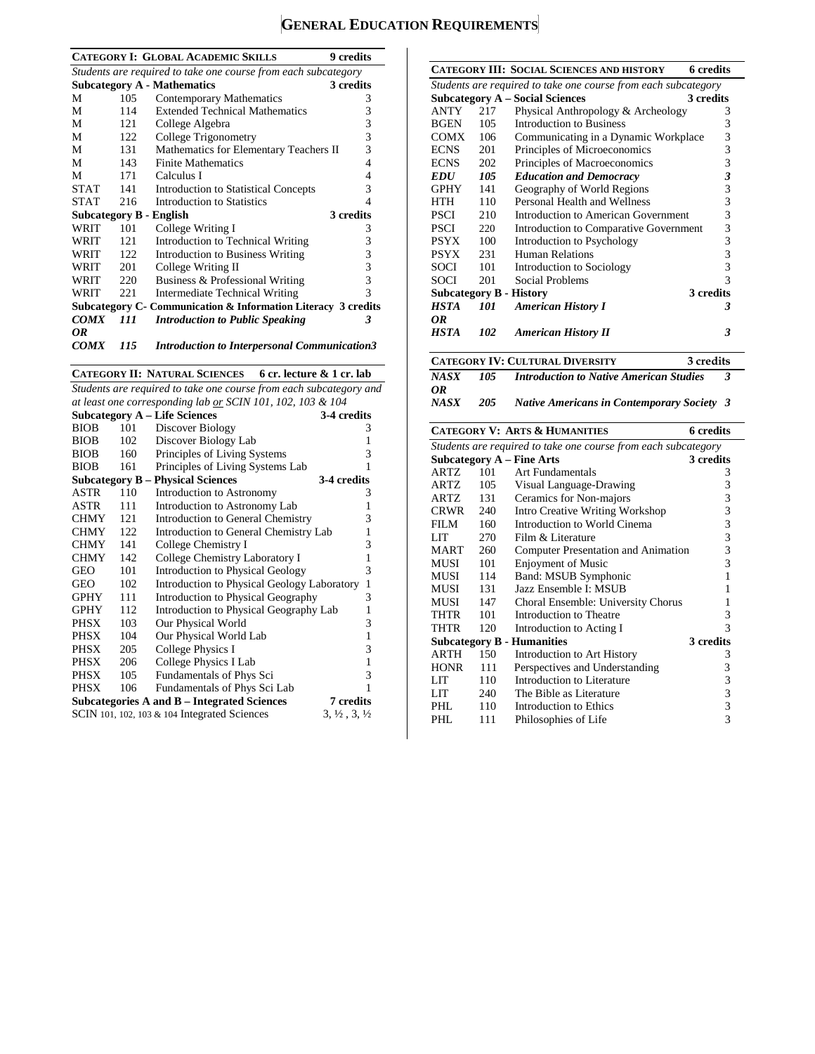# General Education Requirements

## Category I: Global Academic Skills — 9 credits

*Students are required to take one course from each subcategory*

| Subject | Number | Course | Credits |
|---|---|---|---|
| **Subcategory A - Mathematics** | | | **3 credits** |
| M | 105 | Contemporary Mathematics | 3 |
| M | 114 | Extended Technical Mathematics | 3 |
| M | 121 | College Algebra | 3 |
| M | 122 | College Trigonometry | 3 |
| M | 131 | Mathematics for Elementary Teachers II | 3 |
| M | 143 | Finite Mathematics | 4 |
| M | 171 | Calculus I | 4 |
| STAT | 141 | Introduction to Statistical Concepts | 3 |
| STAT | 216 | Introduction to Statistics | 4 |
| **Subcategory B - English** | | | **3 credits** |
| WRIT | 101 | College Writing I | 3 |
| WRIT | 121 | Introduction to Technical Writing | 3 |
| WRIT | 122 | Introduction to Business Writing | 3 |
| WRIT | 201 | College Writing II | 3 |
| WRIT | 220 | Business & Professional Writing | 3 |
| WRIT | 221 | Intermediate Technical Writing | 3 |
| **Subcategory C- Communication & Information Literacy** | | | **3 credits** |
| ***COMX*** | ***111*** | ***Introduction to Public Speaking*** | ***3*** |
| ***OR*** | | | |
| ***COMX*** | ***115*** | ***Introduction to Interpersonal Communication*** | ***3*** |

## Category II: Natural Sciences — 6 cr. lecture & 1 cr. lab

*Students are required to take one course from each subcategory and at least one corresponding lab or SCIN 101, 102, 103 & 104*

| Subject | Number | Course | Credits |
|---|---|---|---|
| **Subcategory A – Life Sciences** | | | **3-4 credits** |
| BIOB | 101 | Discover Biology | 3 |
| BIOB | 102 | Discover Biology Lab | 1 |
| BIOB | 160 | Principles of Living Systems | 3 |
| BIOB | 161 | Principles of Living Systems Lab | 1 |
| **Subcategory B – Physical Sciences** | | | **3-4 credits** |
| ASTR | 110 | Introduction to Astronomy | 3 |
| ASTR | 111 | Introduction to Astronomy Lab | 1 |
| CHMY | 121 | Introduction to General Chemistry | 3 |
| CHMY | 122 | Introduction to General Chemistry Lab | 1 |
| CHMY | 141 | College Chemistry I | 3 |
| CHMY | 142 | College Chemistry Laboratory I | 1 |
| GEO | 101 | Introduction to Physical Geology | 3 |
| GEO | 102 | Introduction to Physical Geology Laboratory | 1 |
| GPHY | 111 | Introduction to Physical Geography | 3 |
| GPHY | 112 | Introduction to Physical Geography Lab | 1 |
| PHSX | 103 | Our Physical World | 3 |
| PHSX | 104 | Our Physical World Lab | 1 |
| PHSX | 205 | College Physics I | 3 |
| PHSX | 206 | College Physics I Lab | 1 |
| PHSX | 105 | Fundamentals of Phys Sci | 3 |
| PHSX | 106 | Fundamentals of Phys Sci Lab | 1 |
| **Subcategories A and B – Integrated Sciences** | | | **7 credits** |
| SCIN | 101, 102, 103 & 104 | Integrated Sciences | 3, ½ , 3, ½ |

## Category III: Social Sciences and History — 6 credits

*Students are required to take one course from each subcategory*

| Subject | Number | Course | Credits |
|---|---|---|---|
| **Subcategory A – Social Sciences** | | | **3 credits** |
| ANTY | 217 | Physical Anthropology & Archeology | 3 |
| BGEN | 105 | Introduction to Business | 3 |
| COMX | 106 | Communicating in a Dynamic Workplace | 3 |
| ECNS | 201 | Principles of Microeconomics | 3 |
| ECNS | 202 | Principles of Macroeconomics | 3 |
| ***EDU*** | ***105*** | ***Education and Democracy*** | ***3*** |
| GPHY | 141 | Geography of World Regions | 3 |
| HTH | 110 | Personal Health and Wellness | 3 |
| PSCI | 210 | Introduction to American Government | 3 |
| PSCI | 220 | Introduction to Comparative Government | 3 |
| PSYX | 100 | Introduction to Psychology | 3 |
| PSYX | 231 | Human Relations | 3 |
| SOCI | 101 | Introduction to Sociology | 3 |
| SOCI | 201 | Social Problems | 3 |
| **Subcategory B - History** | | | **3 credits** |
| ***HSTA*** | ***101*** | ***American History I*** | ***3*** |
| ***OR*** | | | |
| ***HSTA*** | ***102*** | ***American History II*** | ***3*** |

## Category IV: Cultural Diversity — 3 credits

| Subject | Number | Course | Credits |
|---|---|---|---|
| ***NASX*** | ***105*** | ***Introduction to Native American Studies*** | ***3*** |
| ***OR*** | | | |
| ***NASX*** | ***205*** | ***Native Americans in Contemporary Society*** | ***3*** |

## Category V: Arts & Humanities — 6 credits

*Students are required to take one course from each subcategory*

| Subject | Number | Course | Credits |
|---|---|---|---|
| **Subcategory A – Fine Arts** | | | **3 credits** |
| ARTZ | 101 | Art Fundamentals | 3 |
| ARTZ | 105 | Visual Language-Drawing | 3 |
| ARTZ | 131 | Ceramics for Non-majors | 3 |
| CRWR | 240 | Intro Creative Writing Workshop | 3 |
| FILM | 160 | Introduction to World Cinema | 3 |
| LIT | 270 | Film & Literature | 3 |
| MART | 260 | Computer Presentation and Animation | 3 |
| MUSI | 101 | Enjoyment of Music | 3 |
| MUSI | 114 | Band: MSUB Symphonic | 1 |
| MUSI | 131 | Jazz Ensemble I: MSUB | 1 |
| MUSI | 147 | Choral Ensemble: University Chorus | 1 |
| THTR | 101 | Introduction to Theatre | 3 |
| THTR | 120 | Introduction to Acting I | 3 |
| **Subcategory B - Humanities** | | | **3 credits** |
| ARTH | 150 | Introduction to Art History | 3 |
| HONR | 111 | Perspectives and Understanding | 3 |
| LIT | 110 | Introduction to Literature | 3 |
| LIT | 240 | The Bible as Literature | 3 |
| PHL | 110 | Introduction to Ethics | 3 |
| PHL | 111 | Philosophies of Life | 3 |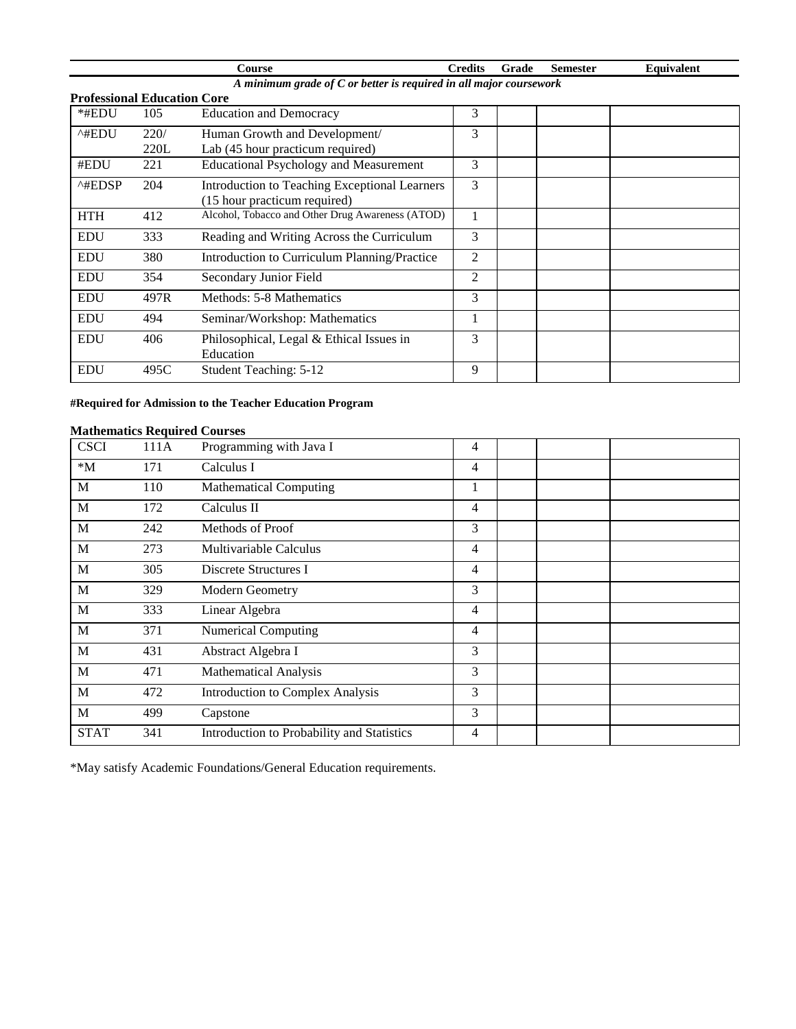| Course | | | Credits | Grade | Semester | Equivalent |
|---|---|---|---|---|---|---|

*A minimum grade of C or better is required in all major coursework*

**Professional Education Core**

| | | | Credits | Grade | Semester | Equivalent |
|---|---|---|---|---|---|---|
| *#EDU | 105 | Education and Democracy | 3 | | | |
| ^#EDU | 220/ 220L | Human Growth and Development/ Lab (45 hour practicum required) | 3 | | | |
| #EDU | 221 | Educational Psychology and Measurement | 3 | | | |
| ^#EDSP | 204 | Introduction to Teaching Exceptional Learners (15 hour practicum required) | 3 | | | |
| HTH | 412 | Alcohol, Tobacco and Other Drug Awareness (ATOD) | 1 | | | |
| EDU | 333 | Reading and Writing Across the Curriculum | 3 | | | |
| EDU | 380 | Introduction to Curriculum Planning/Practice | 2 | | | |
| EDU | 354 | Secondary Junior Field | 2 | | | |
| EDU | 497R | Methods: 5-8 Mathematics | 3 | | | |
| EDU | 494 | Seminar/Workshop: Mathematics | 1 | | | |
| EDU | 406 | Philosophical, Legal & Ethical Issues in Education | 3 | | | |
| EDU | 495C | Student Teaching: 5-12 | 9 | | | |

**#Required for Admission to the Teacher Education Program**

**Mathematics Required Courses**

| | | | Credits | Grade | Semester | Equivalent |
|---|---|---|---|---|---|---|
| CSCI | 111A | Programming with Java I | 4 | | | |
| *M | 171 | Calculus I | 4 | | | |
| M | 110 | Mathematical Computing | 1 | | | |
| M | 172 | Calculus II | 4 | | | |
| M | 242 | Methods of Proof | 3 | | | |
| M | 273 | Multivariable Calculus | 4 | | | |
| M | 305 | Discrete Structures I | 4 | | | |
| M | 329 | Modern Geometry | 3 | | | |
| M | 333 | Linear Algebra | 4 | | | |
| M | 371 | Numerical Computing | 4 | | | |
| M | 431 | Abstract Algebra I | 3 | | | |
| M | 471 | Mathematical Analysis | 3 | | | |
| M | 472 | Introduction to Complex Analysis | 3 | | | |
| M | 499 | Capstone | 3 | | | |
| STAT | 341 | Introduction to Probability and Statistics | 4 | | | |

*May satisfy Academic Foundations/General Education requirements.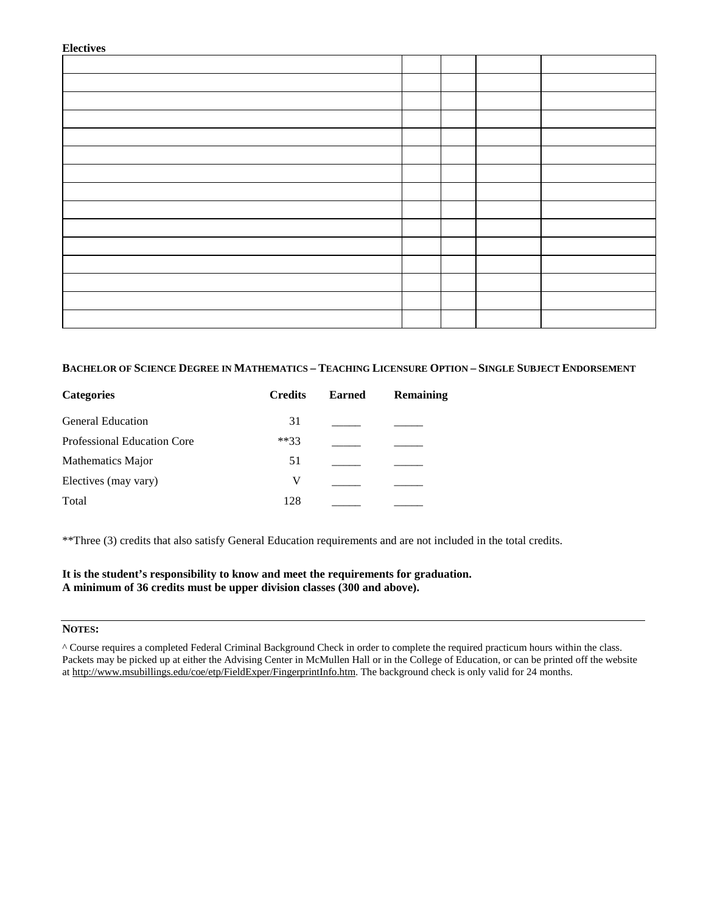**Electives**

| | | | | |
|---|---|---|---|---|
| | | | | |
| | | | | |
| | | | | |
| | | | | |
| | | | | |
| | | | | |
| | | | | |
| | | | | |
| | | | | |
| | | | | |
| | | | | |
| | | | | |
| | | | | |
| | | | | |
| | | | | |

**BACHELOR OF SCIENCE DEGREE IN MATHEMATICS – TEACHING LICENSURE OPTION – SINGLE SUBJECT ENDORSEMENT**

| Categories | Credits | Earned | Remaining |
|---|---|---|---|
| General Education | 31 | _____ | _____ |
| Professional Education Core | **33 | _____ | _____ |
| Mathematics Major | 51 | _____ | _____ |
| Electives (may vary) | V | _____ | _____ |
| Total | 128 | _____ | _____ |

**Three (3) credits that also satisfy General Education requirements and are not included in the total credits.

**It is the student's responsibility to know and meet the requirements for graduation.**
**A minimum of 36 credits must be upper division classes (300 and above).**

---

**NOTES:**

^ Course requires a completed Federal Criminal Background Check in order to complete the required practicum hours within the class. Packets may be picked up at either the Advising Center in McMullen Hall or in the College of Education, or can be printed off the website at http://www.msubillings.edu/coe/etp/FieldExper/FingerprintInfo.htm. The background check is only valid for 24 months.